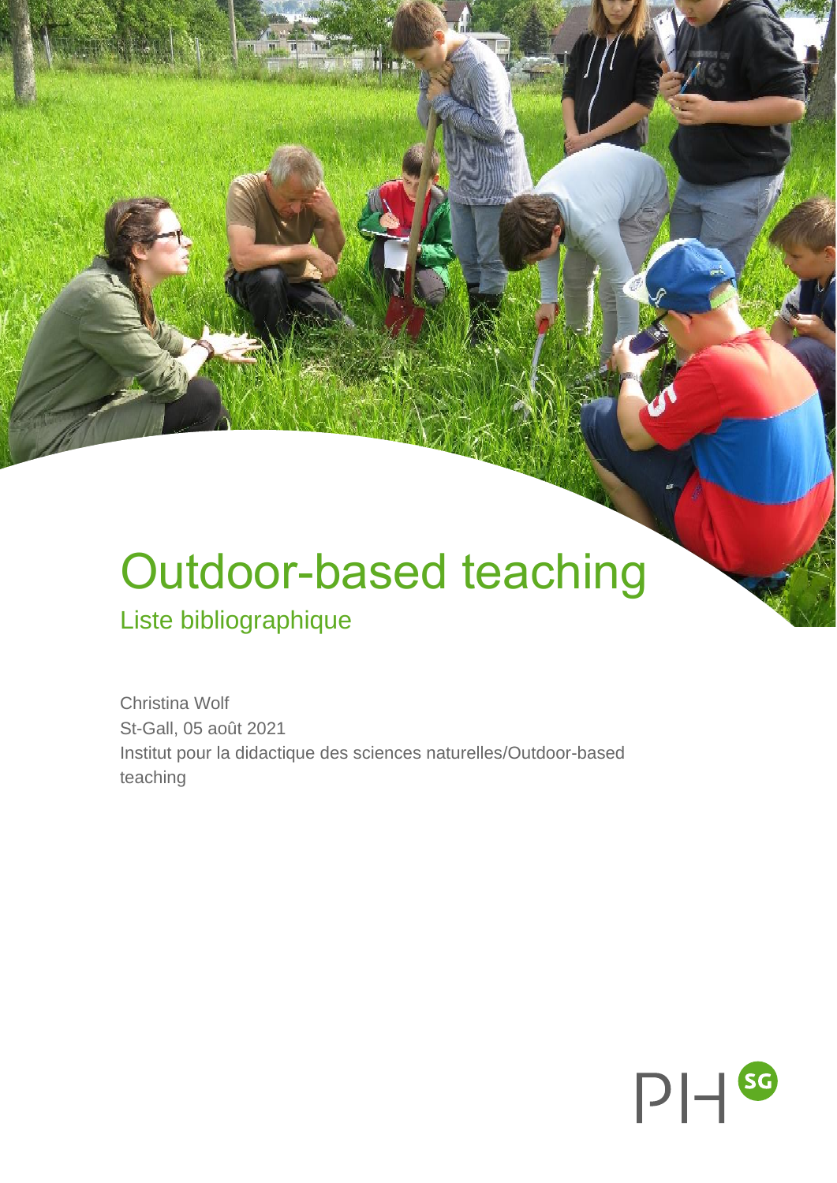# Outdoor-based teaching

## Liste bibliographique

Christina Wolf
St-Gall, 05 août 2021
Institut pour la didactique des sciences naturelles/Outdoor-based teaching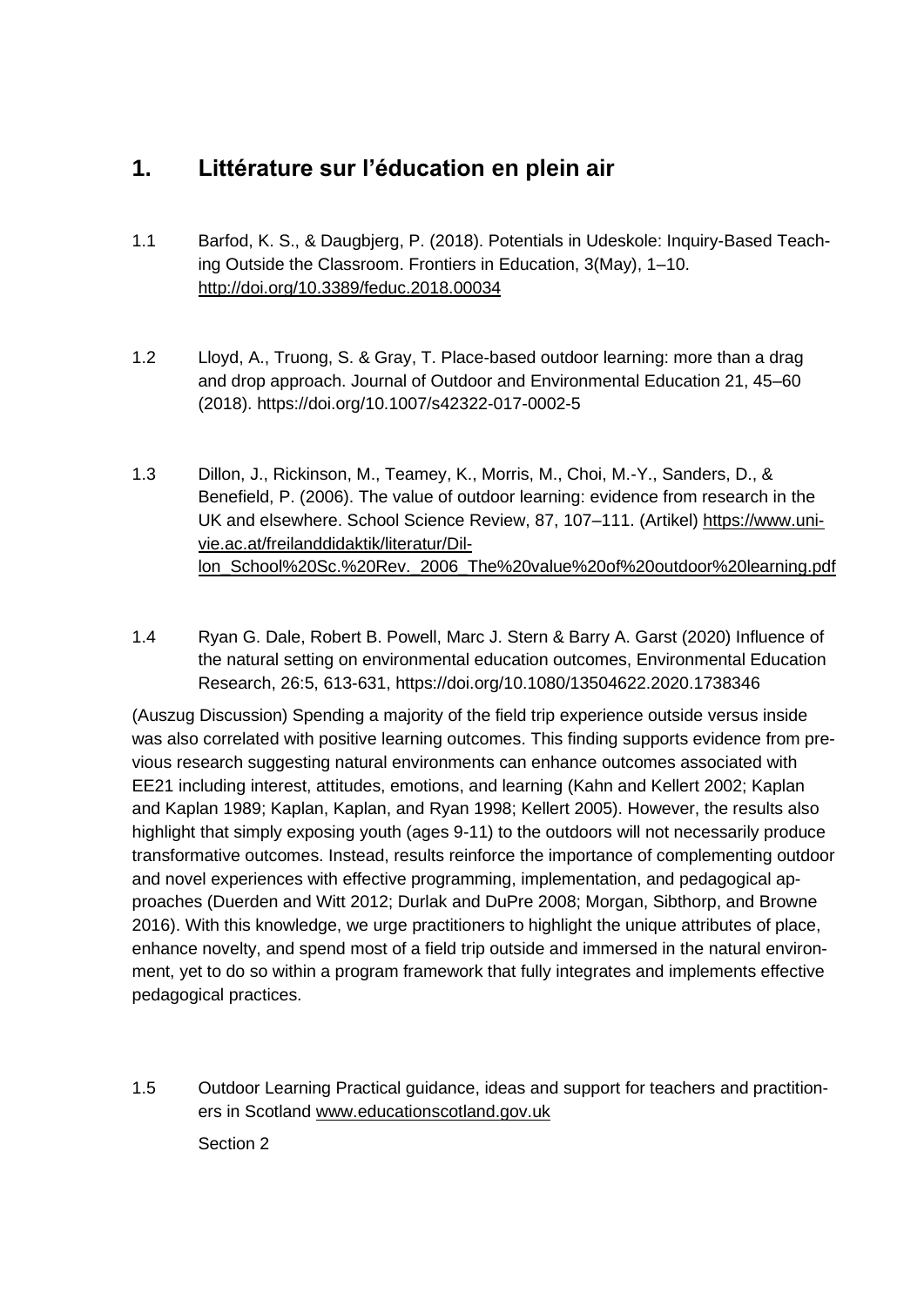# 1. Littérature sur l'éducation en plein air

1.1 Barfod, K. S., & Daugbjerg, P. (2018). Potentials in Udeskole: Inquiry-Based Teaching Outside the Classroom. Frontiers in Education, 3(May), 1–10. http://doi.org/10.3389/feduc.2018.00034

1.2 Lloyd, A., Truong, S. & Gray, T. Place-based outdoor learning: more than a drag and drop approach. Journal of Outdoor and Environmental Education 21, 45–60 (2018). https://doi.org/10.1007/s42322-017-0002-5

1.3 Dillon, J., Rickinson, M., Teamey, K., Morris, M., Choi, M.-Y., Sanders, D., & Benefield, P. (2006). The value of outdoor learning: evidence from research in the UK and elsewhere. School Science Review, 87, 107–111. (Artikel) https://www.univie.ac.at/freilanddidaktik/literatur/Dillon_School%20Sc.%20Rev._2006_The%20value%20of%20outdoor%20learning.pdf

1.4 Ryan G. Dale, Robert B. Powell, Marc J. Stern & Barry A. Garst (2020) Influence of the natural setting on environmental education outcomes, Environmental Education Research, 26:5, 613-631, https://doi.org/10.1080/13504622.2020.1738346

(Auszug Discussion) Spending a majority of the field trip experience outside versus inside was also correlated with positive learning outcomes. This finding supports evidence from previous research suggesting natural environments can enhance outcomes associated with EE21 including interest, attitudes, emotions, and learning (Kahn and Kellert 2002; Kaplan and Kaplan 1989; Kaplan, Kaplan, and Ryan 1998; Kellert 2005). However, the results also highlight that simply exposing youth (ages 9-11) to the outdoors will not necessarily produce transformative outcomes. Instead, results reinforce the importance of complementing outdoor and novel experiences with effective programming, implementation, and pedagogical approaches (Duerden and Witt 2012; Durlak and DuPre 2008; Morgan, Sibthorp, and Browne 2016). With this knowledge, we urge practitioners to highlight the unique attributes of place, enhance novelty, and spend most of a field trip outside and immersed in the natural environment, yet to do so within a program framework that fully integrates and implements effective pedagogical practices.

1.5 Outdoor Learning Practical guidance, ideas and support for teachers and practitioners in Scotland www.educationscotland.gov.uk

Section 2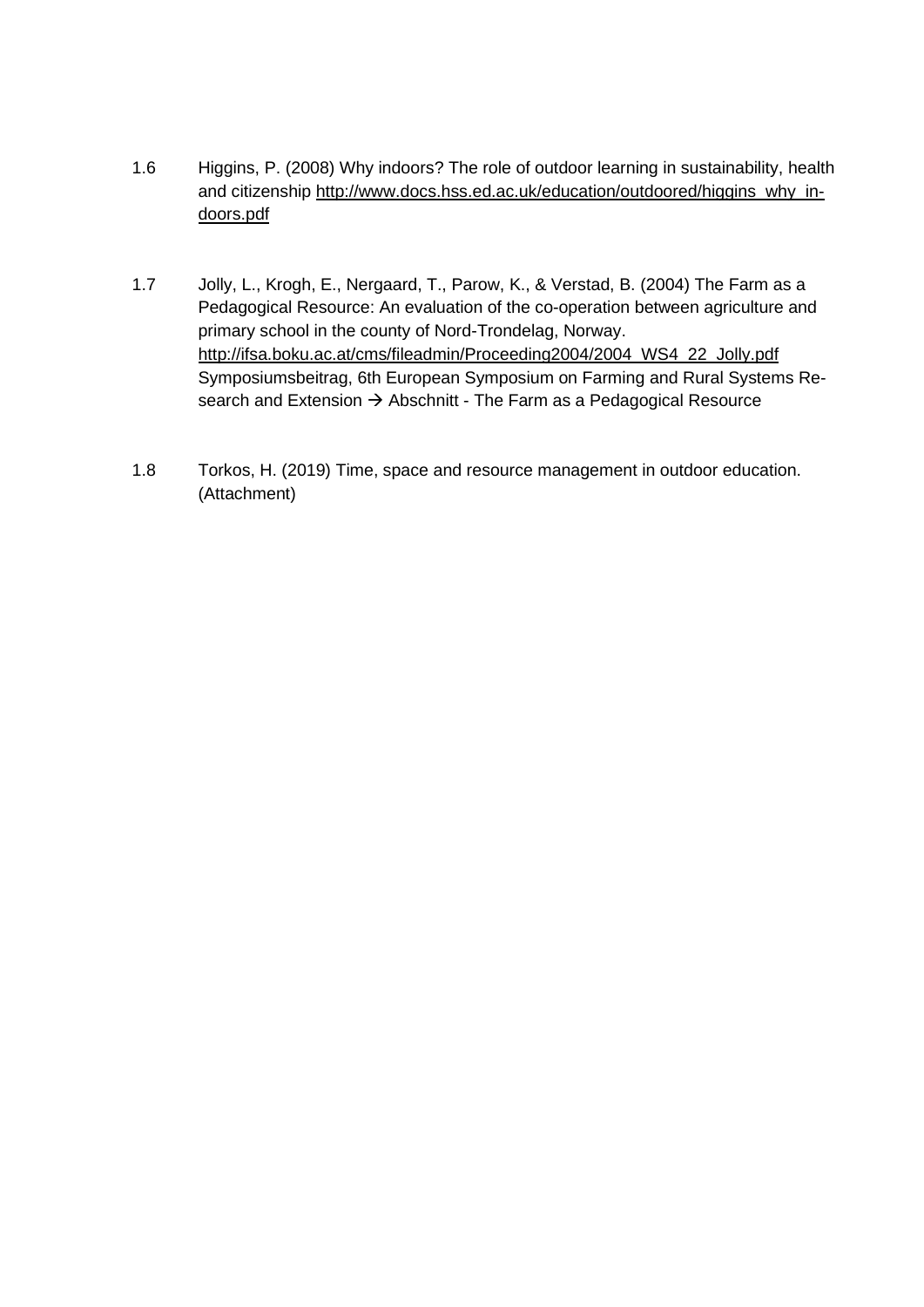1.6 Higgins, P. (2008) Why indoors? The role of outdoor learning in sustainability, health and citizenship http://www.docs.hss.ed.ac.uk/education/outdoored/higgins_why_indoors.pdf

1.7 Jolly, L., Krogh, E., Nergaard, T., Parow, K., & Verstad, B. (2004) The Farm as a Pedagogical Resource: An evaluation of the co-operation between agriculture and primary school in the county of Nord-Trondelag, Norway. http://ifsa.boku.ac.at/cms/fileadmin/Proceeding2004/2004_WS4_22_Jolly.pdf Symposiumsbeitrag, 6th European Symposium on Farming and Rural Systems Research and Extension → Abschnitt - The Farm as a Pedagogical Resource

1.8 Torkos, H. (2019) Time, space and resource management in outdoor education. (Attachment)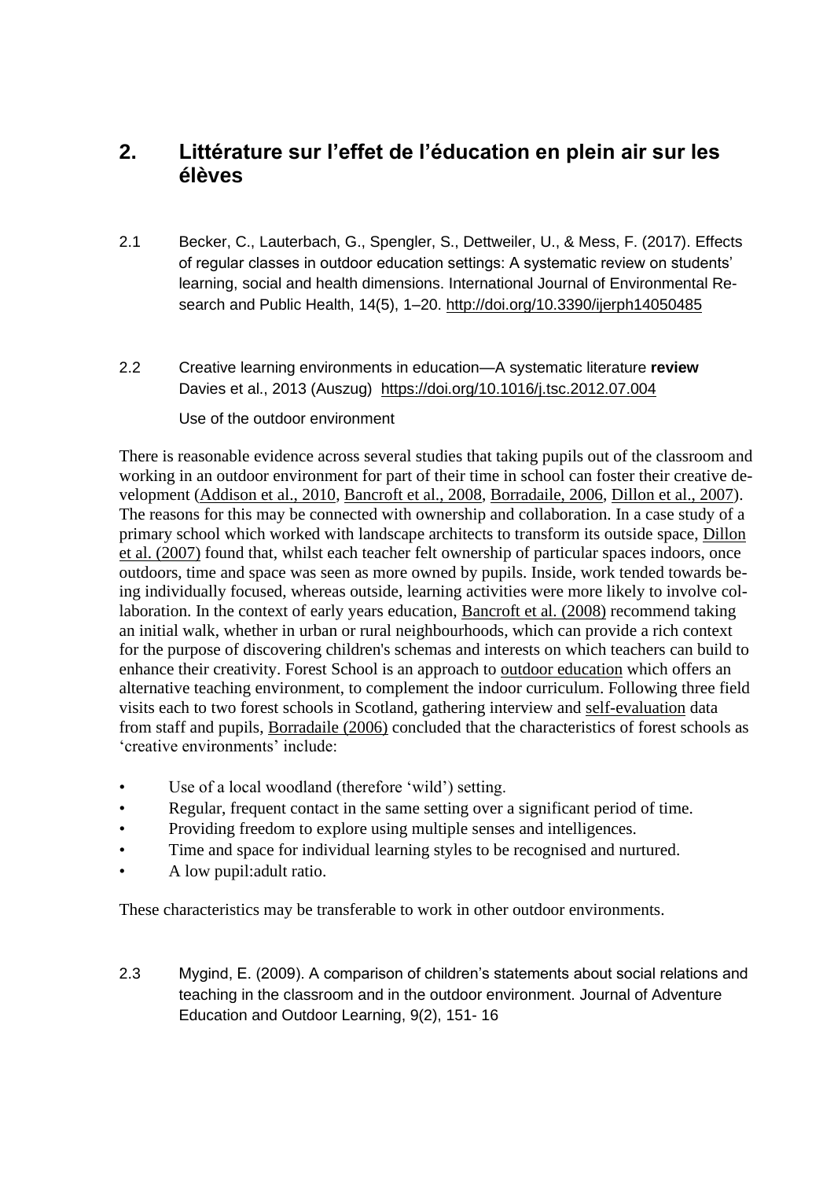## 2. Littérature sur l'effet de l'éducation en plein air sur les élèves

2.1 Becker, C., Lauterbach, G., Spengler, S., Dettweiler, U., & Mess, F. (2017). Effects of regular classes in outdoor education settings: A systematic review on students' learning, social and health dimensions. International Journal of Environmental Research and Public Health, 14(5), 1–20. http://doi.org/10.3390/ijerph14050485

2.2 Creative learning environments in education—A systematic literature **review** Davies et al., 2013 (Auszug) https://doi.org/10.1016/j.tsc.2012.07.004

Use of the outdoor environment

There is reasonable evidence across several studies that taking pupils out of the classroom and working in an outdoor environment for part of their time in school can foster their creative development (Addison et al., 2010, Bancroft et al., 2008, Borradaile, 2006, Dillon et al., 2007). The reasons for this may be connected with ownership and collaboration. In a case study of a primary school which worked with landscape architects to transform its outside space, Dillon et al. (2007) found that, whilst each teacher felt ownership of particular spaces indoors, once outdoors, time and space was seen as more owned by pupils. Inside, work tended towards being individually focused, whereas outside, learning activities were more likely to involve collaboration. In the context of early years education, Bancroft et al. (2008) recommend taking an initial walk, whether in urban or rural neighbourhoods, which can provide a rich context for the purpose of discovering children's schemas and interests on which teachers can build to enhance their creativity. Forest School is an approach to outdoor education which offers an alternative teaching environment, to complement the indoor curriculum. Following three field visits each to two forest schools in Scotland, gathering interview and self-evaluation data from staff and pupils, Borradaile (2006) concluded that the characteristics of forest schools as 'creative environments' include:

- Use of a local woodland (therefore 'wild') setting.
- Regular, frequent contact in the same setting over a significant period of time.
- Providing freedom to explore using multiple senses and intelligences.
- Time and space for individual learning styles to be recognised and nurtured.
- A low pupil:adult ratio.

These characteristics may be transferable to work in other outdoor environments.

2.3 Mygind, E. (2009). A comparison of children's statements about social relations and teaching in the classroom and in the outdoor environment. Journal of Adventure Education and Outdoor Learning, 9(2), 151- 16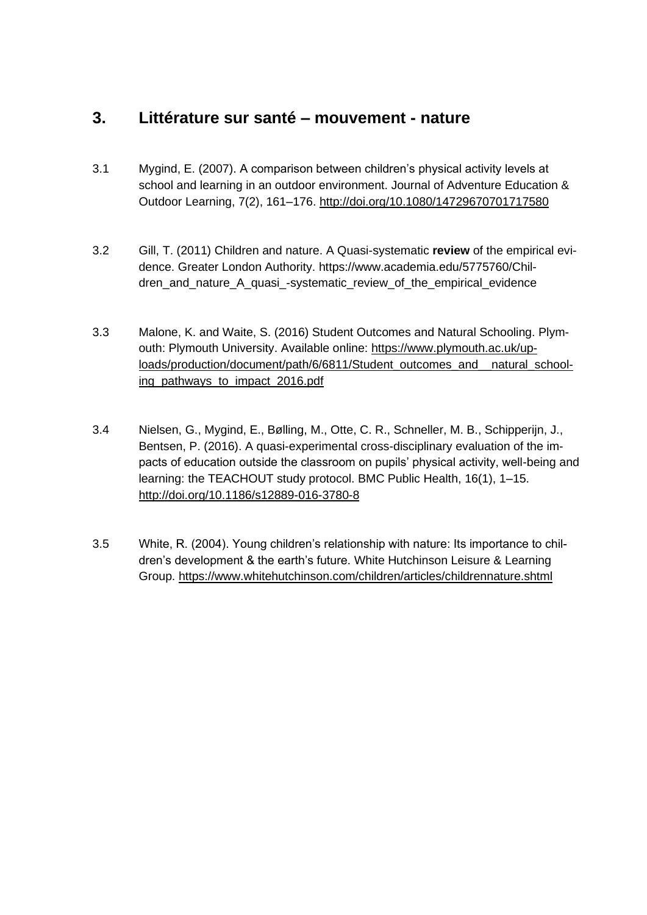## 3. Littérature sur santé – mouvement - nature

3.1 Mygind, E. (2007). A comparison between children's physical activity levels at school and learning in an outdoor environment. Journal of Adventure Education & Outdoor Learning, 7(2), 161–176. http://doi.org/10.1080/14729670701717580

3.2 Gill, T. (2011) Children and nature. A Quasi-systematic **review** of the empirical evidence. Greater London Authority. https://www.academia.edu/5775760/Children_and_nature_A_quasi_-systematic_review_of_the_empirical_evidence

3.3 Malone, K. and Waite, S. (2016) Student Outcomes and Natural Schooling. Plymouth: Plymouth University. Available online: https://www.plymouth.ac.uk/uploads/production/document/path/6/6811/Student_outcomes_and__natural_schooling_pathways_to_impact_2016.pdf

3.4 Nielsen, G., Mygind, E., Bølling, M., Otte, C. R., Schneller, M. B., Schipperijn, J., Bentsen, P. (2016). A quasi-experimental cross-disciplinary evaluation of the impacts of education outside the classroom on pupils' physical activity, well-being and learning: the TEACHOUT study protocol. BMC Public Health, 16(1), 1–15. http://doi.org/10.1186/s12889-016-3780-8

3.5 White, R. (2004). Young children's relationship with nature: Its importance to children's development & the earth's future. White Hutchinson Leisure & Learning Group. https://www.whitehutchinson.com/children/articles/childrennature.shtml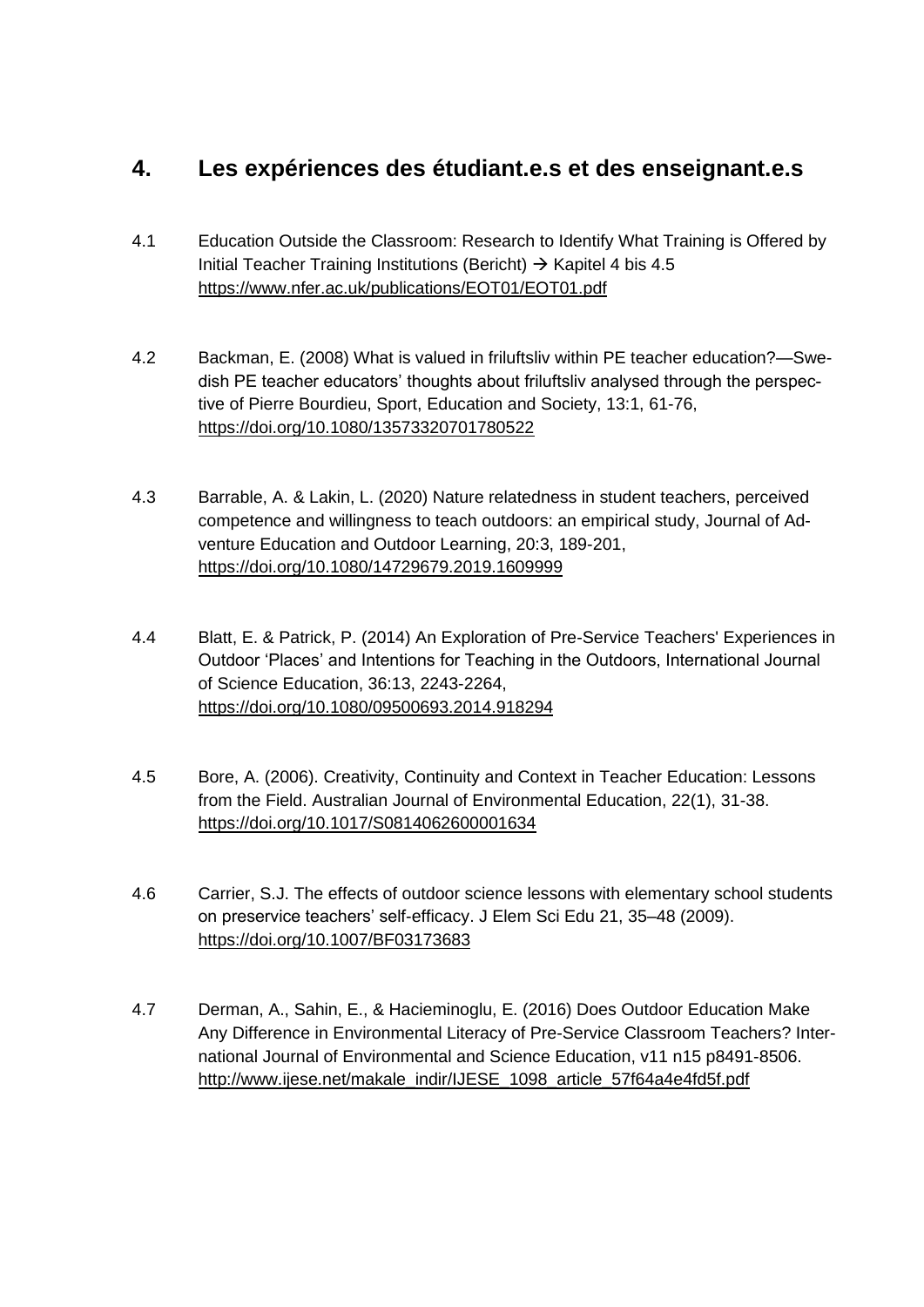## 4. Les expériences des étudiant.e.s et des enseignant.e.s

4.1 Education Outside the Classroom: Research to Identify What Training is Offered by Initial Teacher Training Institutions (Bericht) → Kapitel 4 bis 4.5
https://www.nfer.ac.uk/publications/EOT01/EOT01.pdf

4.2 Backman, E. (2008) What is valued in friluftsliv within PE teacher education?—Swedish PE teacher educators' thoughts about friluftsliv analysed through the perspective of Pierre Bourdieu, Sport, Education and Society, 13:1, 61-76,
https://doi.org/10.1080/13573320701780522

4.3 Barrable, A. & Lakin, L. (2020) Nature relatedness in student teachers, perceived competence and willingness to teach outdoors: an empirical study, Journal of Adventure Education and Outdoor Learning, 20:3, 189-201,
https://doi.org/10.1080/14729679.2019.1609999

4.4 Blatt, E. & Patrick, P. (2014) An Exploration of Pre-Service Teachers' Experiences in Outdoor 'Places' and Intentions for Teaching in the Outdoors, International Journal of Science Education, 36:13, 2243-2264,
https://doi.org/10.1080/09500693.2014.918294

4.5 Bore, A. (2006). Creativity, Continuity and Context in Teacher Education: Lessons from the Field. Australian Journal of Environmental Education, 22(1), 31-38.
https://doi.org/10.1017/S0814062600001634

4.6 Carrier, S.J. The effects of outdoor science lessons with elementary school students on preservice teachers' self-efficacy. J Elem Sci Edu 21, 35–48 (2009).
https://doi.org/10.1007/BF03173683

4.7 Derman, A., Sahin, E., & Hacieminoglu, E. (2016) Does Outdoor Education Make Any Difference in Environmental Literacy of Pre-Service Classroom Teachers? International Journal of Environmental and Science Education, v11 n15 p8491-8506.
http://www.ijese.net/makale_indir/IJESE_1098_article_57f64a4e4fd5f.pdf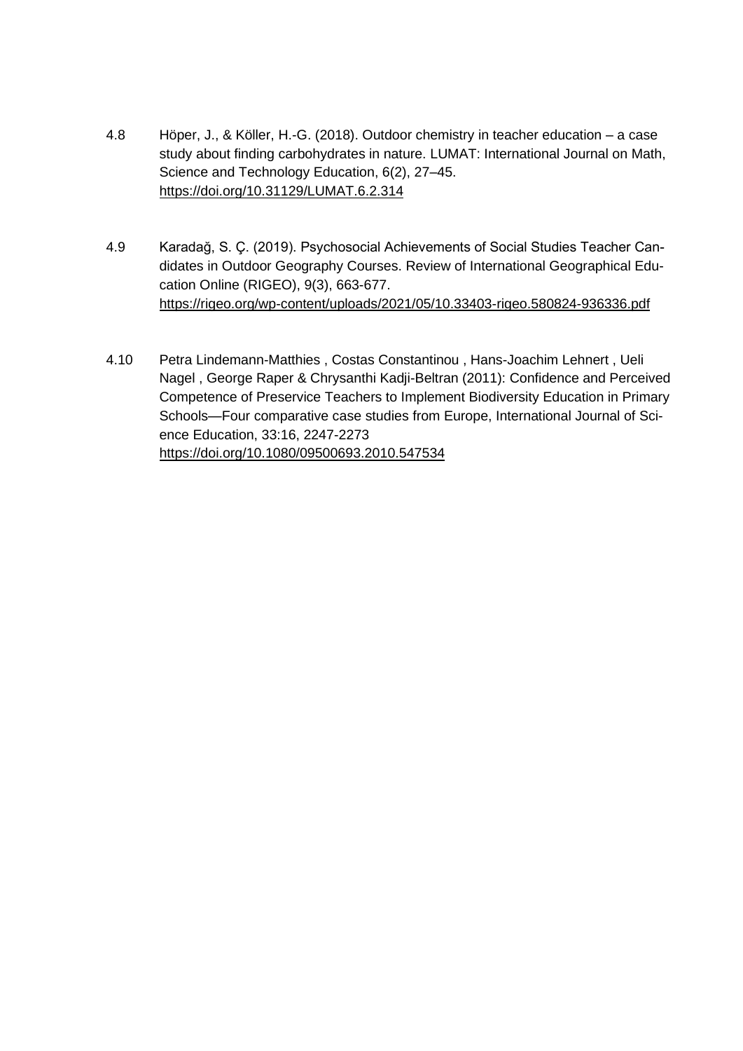4.8 Höper, J., & Köller, H.-G. (2018). Outdoor chemistry in teacher education – a case study about finding carbohydrates in nature. LUMAT: International Journal on Math, Science and Technology Education, 6(2), 27–45. https://doi.org/10.31129/LUMAT.6.2.314

4.9 Karadağ, S. Ç. (2019). Psychosocial Achievements of Social Studies Teacher Candidates in Outdoor Geography Courses. Review of International Geographical Education Online (RIGEO), 9(3), 663-677. https://rigeo.org/wp-content/uploads/2021/05/10.33403-rigeo.580824-936336.pdf

4.10 Petra Lindemann-Matthies , Costas Constantinou , Hans-Joachim Lehnert , Ueli Nagel , George Raper & Chrysanthi Kadji-Beltran (2011): Confidence and Perceived Competence of Preservice Teachers to Implement Biodiversity Education in Primary Schools—Four comparative case studies from Europe, International Journal of Science Education, 33:16, 2247-2273 https://doi.org/10.1080/09500693.2010.547534